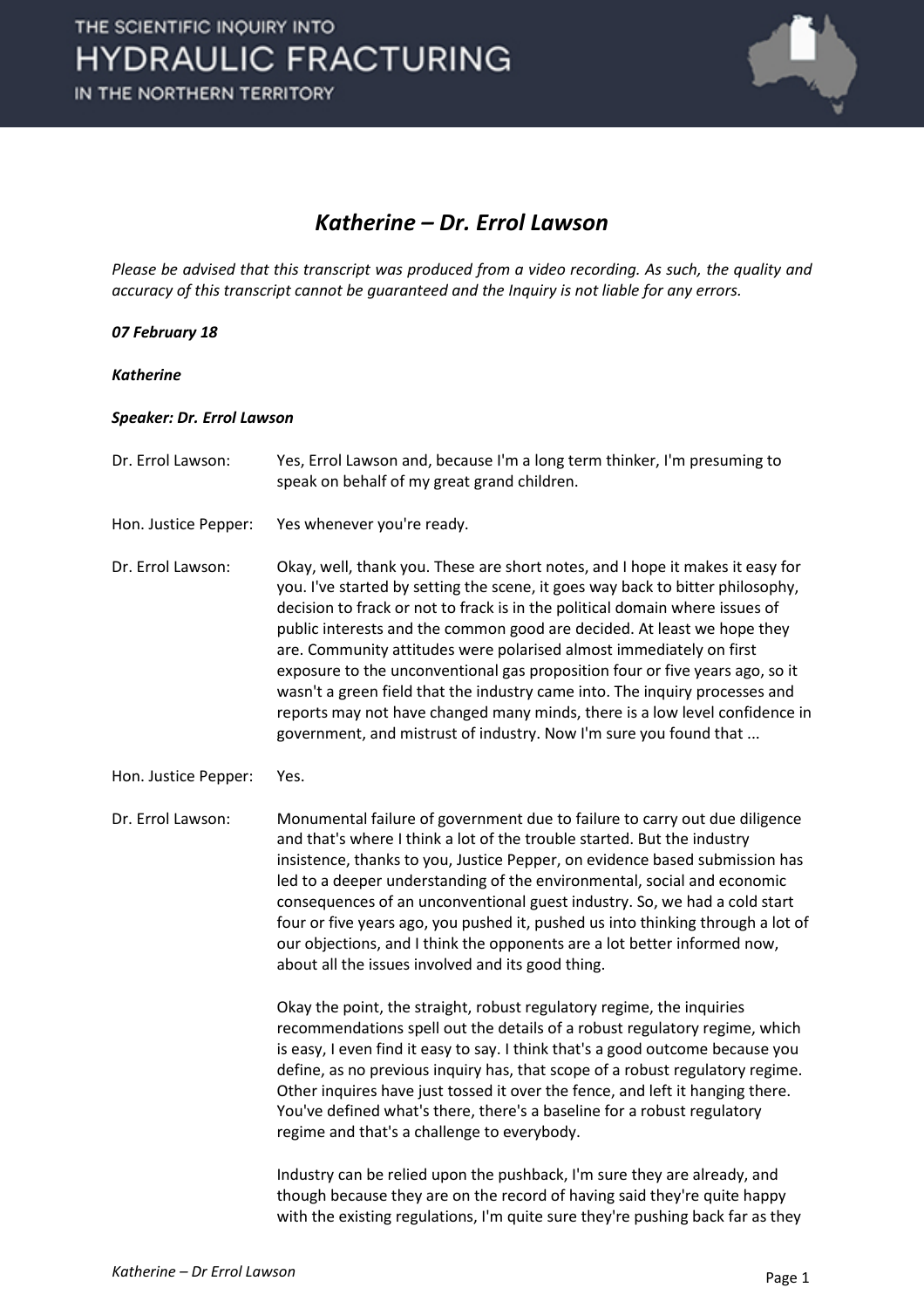# Katherine – Dr. Errol Lawson

*Please be advised that this transcript was produced from a video recording. As such, the quality and accuracy of this transcript cannot be guaranteed and the Inquiry is not liable for any errors.*

***07 February 18***

***Katherine***

***Speaker: Dr. Errol Lawson***

| | |
|---|---|
| Dr. Errol Lawson: | Yes, Errol Lawson and, because I'm a long term thinker, I'm presuming to speak on behalf of my great grand children. |
| Hon. Justice Pepper: | Yes whenever you're ready. |
| Dr. Errol Lawson: | Okay, well, thank you. These are short notes, and I hope it makes it easy for you. I've started by setting the scene, it goes way back to bitter philosophy, decision to frack or not to frack is in the political domain where issues of public interests and the common good are decided. At least we hope they are. Community attitudes were polarised almost immediately on first exposure to the unconventional gas proposition four or five years ago, so it wasn't a green field that the industry came into. The inquiry processes and reports may not have changed many minds, there is a low level confidence in government, and mistrust of industry. Now I'm sure you found that ... |
| Hon. Justice Pepper: | Yes. |
| Dr. Errol Lawson: | Monumental failure of government due to failure to carry out due diligence and that's where I think a lot of the trouble started. But the industry insistence, thanks to you, Justice Pepper, on evidence based submission has led to a deeper understanding of the environmental, social and economic consequences of an unconventional guest industry. So, we had a cold start four or five years ago, you pushed it, pushed us into thinking through a lot of our objections, and I think the opponents are a lot better informed now, about all the issues involved and its good thing.<br><br>Okay the point, the straight, robust regulatory regime, the inquiries recommendations spell out the details of a robust regulatory regime, which is easy, I even find it easy to say. I think that's a good outcome because you define, as no previous inquiry has, that scope of a robust regulatory regime. Other inquires have just tossed it over the fence, and left it hanging there. You've defined what's there, there's a baseline for a robust regulatory regime and that's a challenge to everybody.<br><br>Industry can be relied upon the pushback, I'm sure they are already, and though because they are on the record of having said they're quite happy with the existing regulations, I'm quite sure they're pushing back far as they |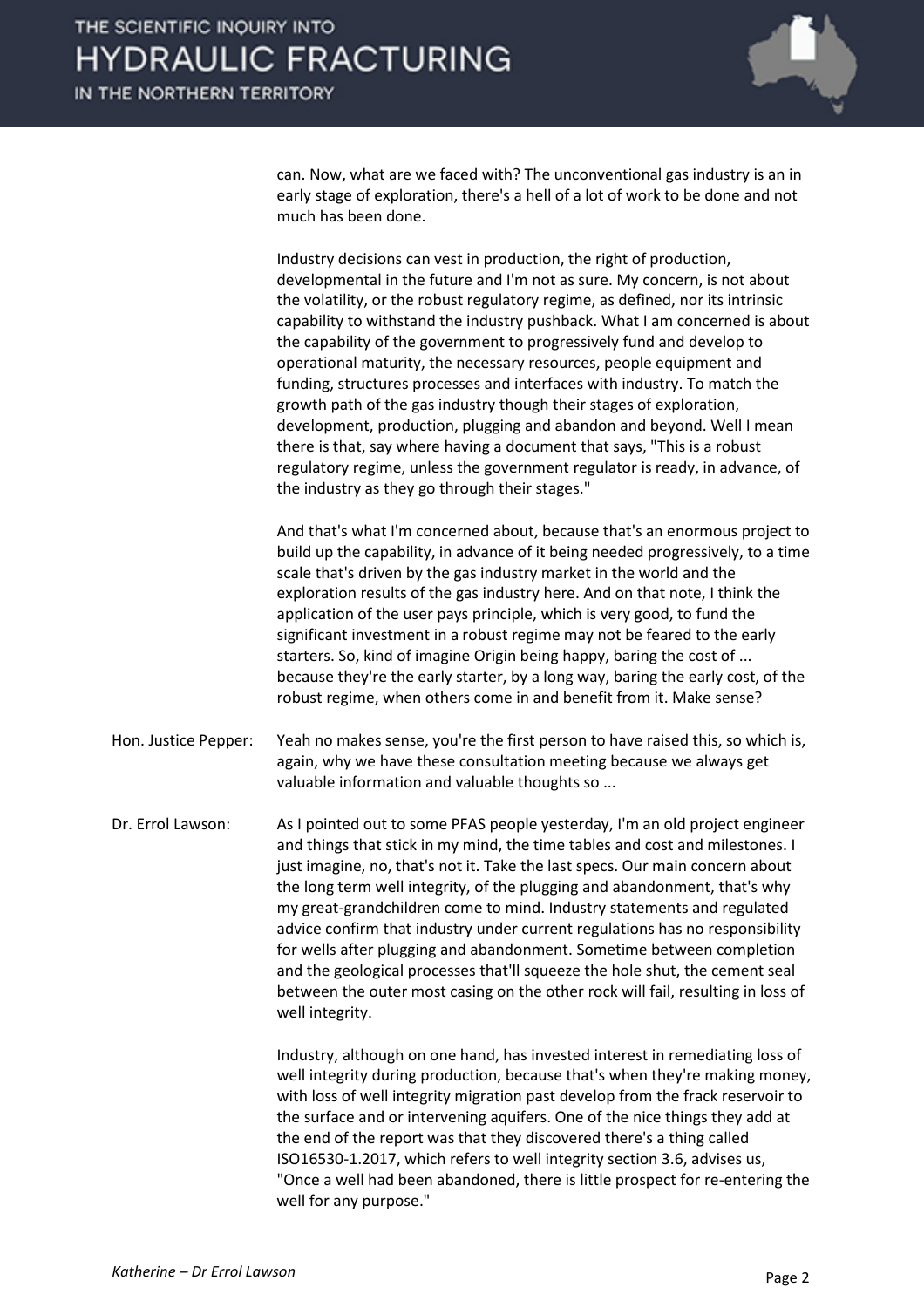can. Now, what are we faced with? The unconventional gas industry is an in early stage of exploration, there's a hell of a lot of work to be done and not much has been done.

Industry decisions can vest in production, the right of production, developmental in the future and I'm not as sure. My concern, is not about the volatility, or the robust regulatory regime, as defined, nor its intrinsic capability to withstand the industry pushback. What I am concerned is about the capability of the government to progressively fund and develop to operational maturity, the necessary resources, people equipment and funding, structures processes and interfaces with industry. To match the growth path of the gas industry though their stages of exploration, development, production, plugging and abandon and beyond. Well I mean there is that, say where having a document that says, "This is a robust regulatory regime, unless the government regulator is ready, in advance, of the industry as they go through their stages."

And that's what I'm concerned about, because that's an enormous project to build up the capability, in advance of it being needed progressively, to a time scale that's driven by the gas industry market in the world and the exploration results of the gas industry here. And on that note, I think the application of the user pays principle, which is very good, to fund the significant investment in a robust regime may not be feared to the early starters. So, kind of imagine Origin being happy, baring the cost of ... because they're the early starter, by a long way, baring the early cost, of the robust regime, when others come in and benefit from it. Make sense?

**Hon. Justice Pepper:** Yeah no makes sense, you're the first person to have raised this, so which is, again, why we have these consultation meeting because we always get valuable information and valuable thoughts so ...

**Dr. Errol Lawson:** As I pointed out to some PFAS people yesterday, I'm an old project engineer and things that stick in my mind, the time tables and cost and milestones. I just imagine, no, that's not it. Take the last specs. Our main concern about the long term well integrity, of the plugging and abandonment, that's why my great-grandchildren come to mind. Industry statements and regulated advice confirm that industry under current regulations has no responsibility for wells after plugging and abandonment. Sometime between completion and the geological processes that'll squeeze the hole shut, the cement seal between the outer most casing on the other rock will fail, resulting in loss of well integrity.

Industry, although on one hand, has invested interest in remediating loss of well integrity during production, because that's when they're making money, with loss of well integrity migration past develop from the frack reservoir to the surface and or intervening aquifers. One of the nice things they add at the end of the report was that they discovered there's a thing called ISO16530-1.2017, which refers to well integrity section 3.6, advises us, "Once a well had been abandoned, there is little prospect for re-entering the well for any purpose."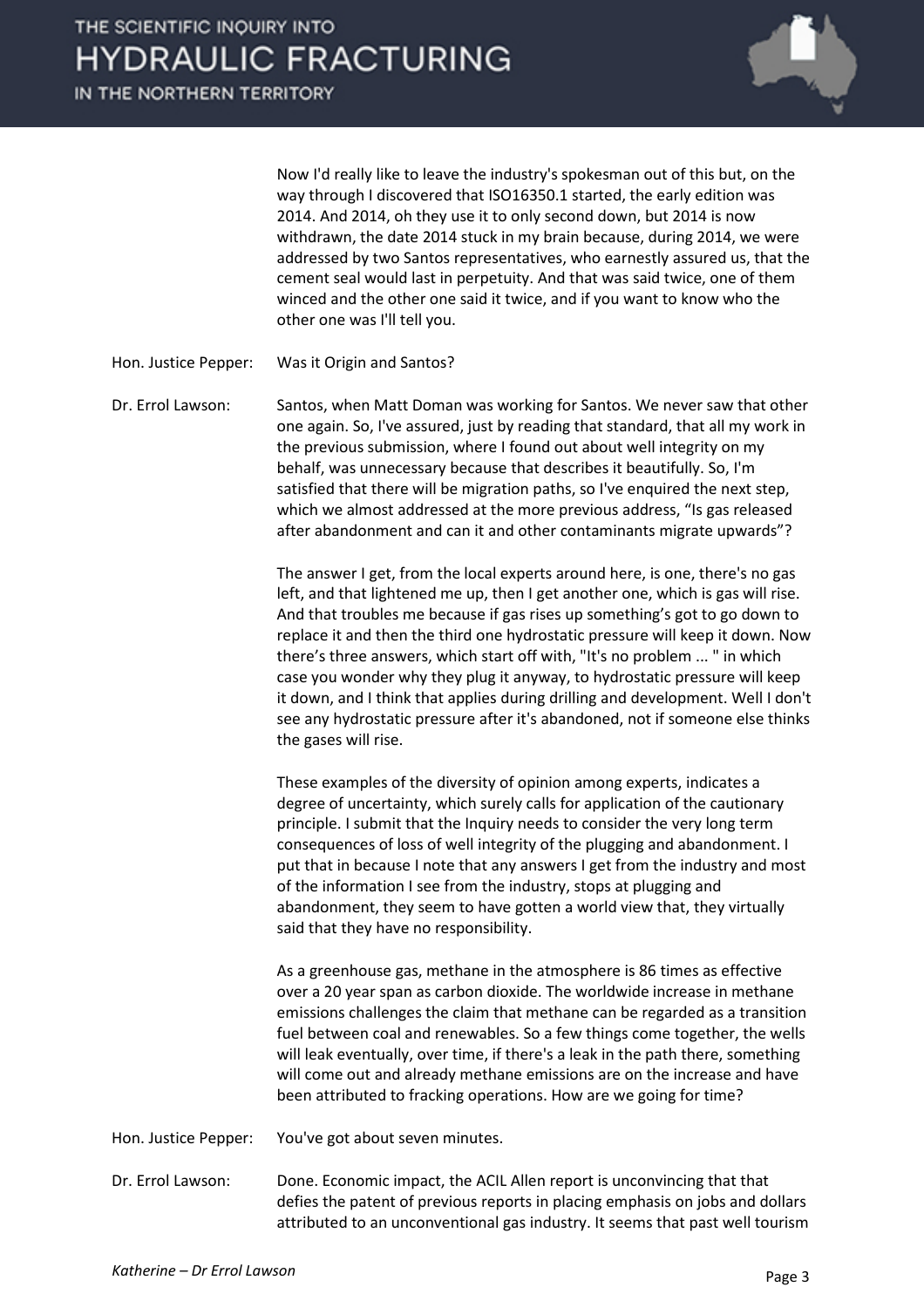Now I'd really like to leave the industry's spokesman out of this but, on the way through I discovered that ISO16350.1 started, the early edition was 2014. And 2014, oh they use it to only second down, but 2014 is now withdrawn, the date 2014 stuck in my brain because, during 2014, we were addressed by two Santos representatives, who earnestly assured us, that the cement seal would last in perpetuity. And that was said twice, one of them winced and the other one said it twice, and if you want to know who the other one was I'll tell you.

Hon. Justice Pepper: Was it Origin and Santos?

Dr. Errol Lawson: Santos, when Matt Doman was working for Santos. We never saw that other one again. So, I've assured, just by reading that standard, that all my work in the previous submission, where I found out about well integrity on my behalf, was unnecessary because that describes it beautifully. So, I'm satisfied that there will be migration paths, so I've enquired the next step, which we almost addressed at the more previous address, "Is gas released after abandonment and can it and other contaminants migrate upwards"?

The answer I get, from the local experts around here, is one, there's no gas left, and that lightened me up, then I get another one, which is gas will rise. And that troubles me because if gas rises up something's got to go down to replace it and then the third one hydrostatic pressure will keep it down. Now there's three answers, which start off with, "It's no problem ... " in which case you wonder why they plug it anyway, to hydrostatic pressure will keep it down, and I think that applies during drilling and development. Well I don't see any hydrostatic pressure after it's abandoned, not if someone else thinks the gases will rise.

These examples of the diversity of opinion among experts, indicates a degree of uncertainty, which surely calls for application of the cautionary principle. I submit that the Inquiry needs to consider the very long term consequences of loss of well integrity of the plugging and abandonment. I put that in because I note that any answers I get from the industry and most of the information I see from the industry, stops at plugging and abandonment, they seem to have gotten a world view that, they virtually said that they have no responsibility.

As a greenhouse gas, methane in the atmosphere is 86 times as effective over a 20 year span as carbon dioxide. The worldwide increase in methane emissions challenges the claim that methane can be regarded as a transition fuel between coal and renewables. So a few things come together, the wells will leak eventually, over time, if there's a leak in the path there, something will come out and already methane emissions are on the increase and have been attributed to fracking operations. How are we going for time?

Hon. Justice Pepper: You've got about seven minutes.

Dr. Errol Lawson: Done. Economic impact, the ACIL Allen report is unconvincing that that defies the patent of previous reports in placing emphasis on jobs and dollars attributed to an unconventional gas industry. It seems that past well tourism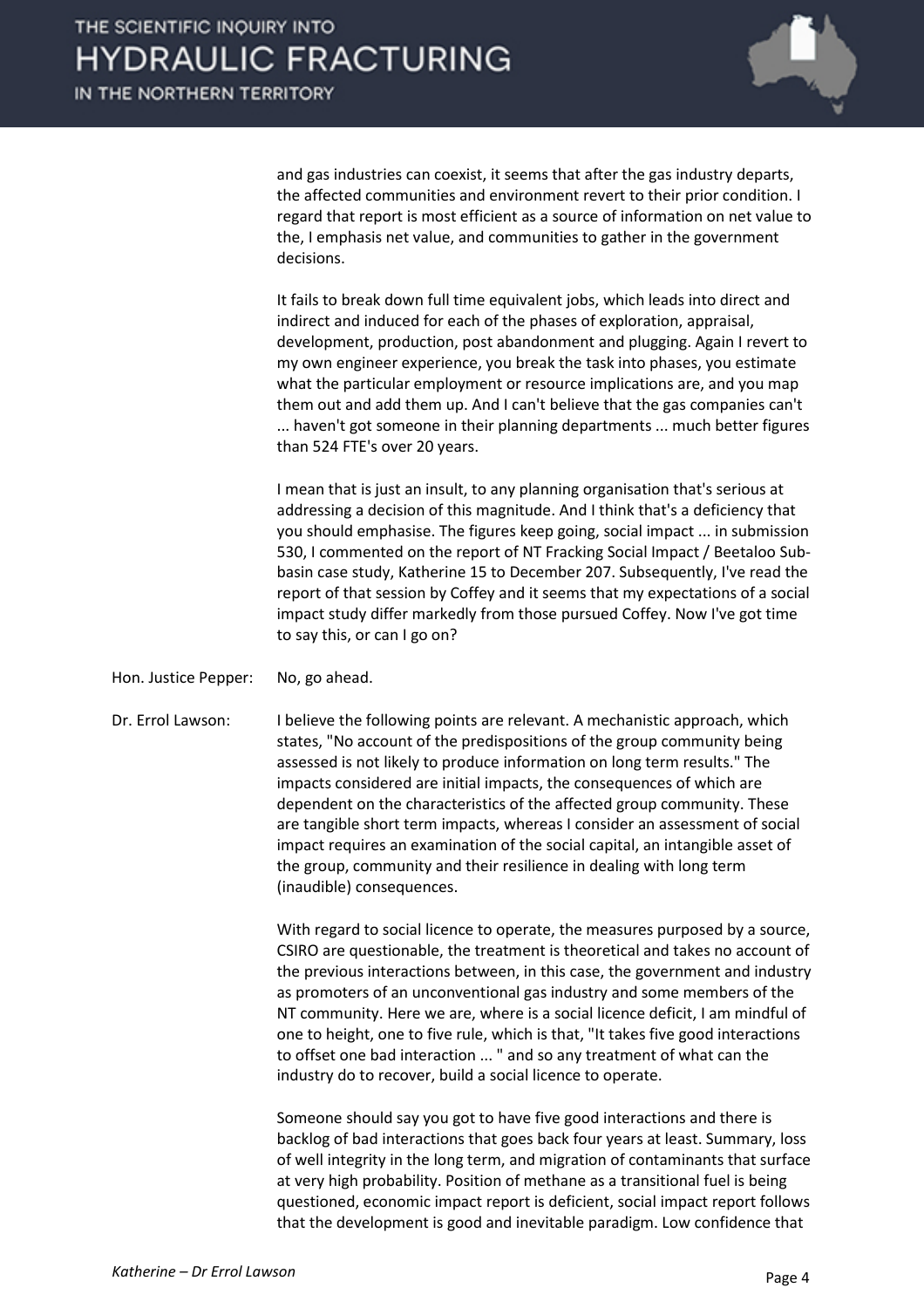and gas industries can coexist, it seems that after the gas industry departs, the affected communities and environment revert to their prior condition. I regard that report is most efficient as a source of information on net value to the, I emphasis net value, and communities to gather in the government decisions.

It fails to break down full time equivalent jobs, which leads into direct and indirect and induced for each of the phases of exploration, appraisal, development, production, post abandonment and plugging. Again I revert to my own engineer experience, you break the task into phases, you estimate what the particular employment or resource implications are, and you map them out and add them up. And I can't believe that the gas companies can't ... haven't got someone in their planning departments ... much better figures than 524 FTE's over 20 years.

I mean that is just an insult, to any planning organisation that's serious at addressing a decision of this magnitude. And I think that's a deficiency that you should emphasise. The figures keep going, social impact ... in submission 530, I commented on the report of NT Fracking Social Impact / Beetaloo Sub-basin case study, Katherine 15 to December 207. Subsequently, I've read the report of that session by Coffey and it seems that my expectations of a social impact study differ markedly from those pursued Coffey. Now I've got time to say this, or can I go on?

Hon. Justice Pepper: No, go ahead.

Dr. Errol Lawson: I believe the following points are relevant. A mechanistic approach, which states, "No account of the predispositions of the group community being assessed is not likely to produce information on long term results." The impacts considered are initial impacts, the consequences of which are dependent on the characteristics of the affected group community. These are tangible short term impacts, whereas I consider an assessment of social impact requires an examination of the social capital, an intangible asset of the group, community and their resilience in dealing with long term (inaudible) consequences.

With regard to social licence to operate, the measures purposed by a source, CSIRO are questionable, the treatment is theoretical and takes no account of the previous interactions between, in this case, the government and industry as promoters of an unconventional gas industry and some members of the NT community. Here we are, where is a social licence deficit, I am mindful of one to height, one to five rule, which is that, "It takes five good interactions to offset one bad interaction ... " and so any treatment of what can the industry do to recover, build a social licence to operate.

Someone should say you got to have five good interactions and there is backlog of bad interactions that goes back four years at least. Summary, loss of well integrity in the long term, and migration of contaminants that surface at very high probability. Position of methane as a transitional fuel is being questioned, economic impact report is deficient, social impact report follows that the development is good and inevitable paradigm. Low confidence that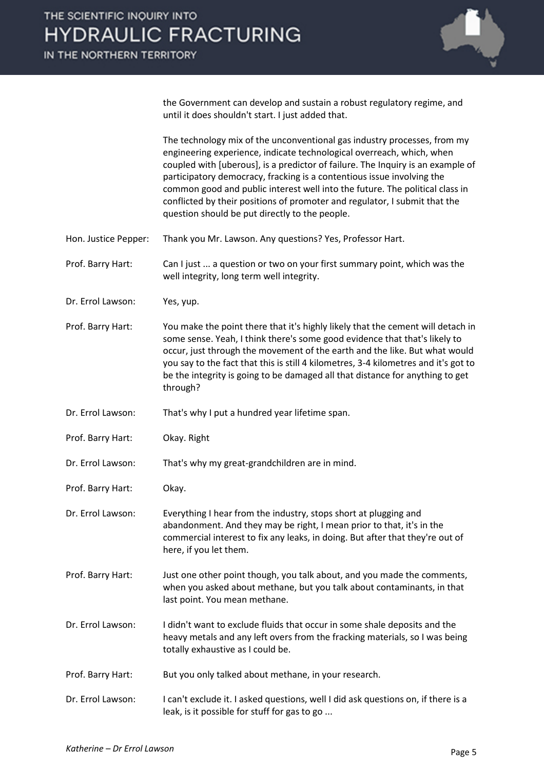the Government can develop and sustain a robust regulatory regime, and until it does shouldn't start. I just added that.

The technology mix of the unconventional gas industry processes, from my engineering experience, indicate technological overreach, which, when coupled with [uberous], is a predictor of failure. The Inquiry is an example of participatory democracy, fracking is a contentious issue involving the common good and public interest well into the future. The political class in conflicted by their positions of promoter and regulator, I submit that the question should be put directly to the people.

**Hon. Justice Pepper:** Thank you Mr. Lawson. Any questions? Yes, Professor Hart.

**Prof. Barry Hart:** Can I just ... a question or two on your first summary point, which was the well integrity, long term well integrity.

**Dr. Errol Lawson:** Yes, yup.

**Prof. Barry Hart:** You make the point there that it's highly likely that the cement will detach in some sense. Yeah, I think there's some good evidence that that's likely to occur, just through the movement of the earth and the like. But what would you say to the fact that this is still 4 kilometres, 3-4 kilometres and it's got to be the integrity is going to be damaged all that distance for anything to get through?

**Dr. Errol Lawson:** That's why I put a hundred year lifetime span.

**Prof. Barry Hart:** Okay. Right

**Dr. Errol Lawson:** That's why my great-grandchildren are in mind.

**Prof. Barry Hart:** Okay.

**Dr. Errol Lawson:** Everything I hear from the industry, stops short at plugging and abandonment. And they may be right, I mean prior to that, it's in the commercial interest to fix any leaks, in doing. But after that they're out of here, if you let them.

**Prof. Barry Hart:** Just one other point though, you talk about, and you made the comments, when you asked about methane, but you talk about contaminants, in that last point. You mean methane.

**Dr. Errol Lawson:** I didn't want to exclude fluids that occur in some shale deposits and the heavy metals and any left overs from the fracking materials, so I was being totally exhaustive as I could be.

**Prof. Barry Hart:** But you only talked about methane, in your research.

**Dr. Errol Lawson:** I can't exclude it. I asked questions, well I did ask questions on, if there is a leak, is it possible for stuff for gas to go ...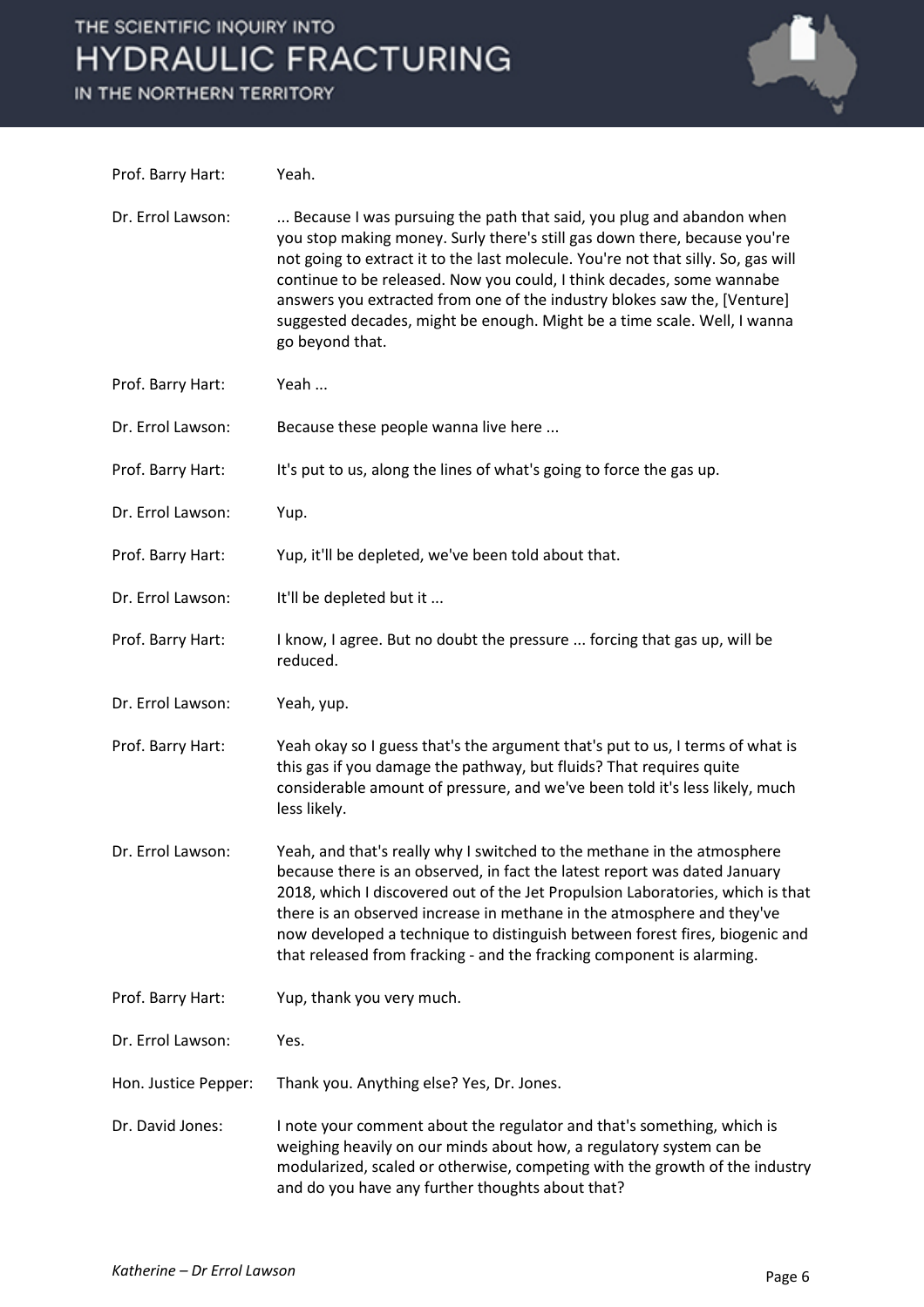Prof. Barry Hart: Yeah.

Dr. Errol Lawson: ... Because I was pursuing the path that said, you plug and abandon when you stop making money. Surly there's still gas down there, because you're not going to extract it to the last molecule. You're not that silly. So, gas will continue to be released. Now you could, I think decades, some wannabe answers you extracted from one of the industry blokes saw the, [Venture] suggested decades, might be enough. Might be a time scale. Well, I wanna go beyond that.

Prof. Barry Hart: Yeah ...

Dr. Errol Lawson: Because these people wanna live here ...

Prof. Barry Hart: It's put to us, along the lines of what's going to force the gas up.

Dr. Errol Lawson: Yup.

Prof. Barry Hart: Yup, it'll be depleted, we've been told about that.

Dr. Errol Lawson: It'll be depleted but it ...

Prof. Barry Hart: I know, I agree. But no doubt the pressure ... forcing that gas up, will be reduced.

Dr. Errol Lawson: Yeah, yup.

Prof. Barry Hart: Yeah okay so I guess that's the argument that's put to us, I terms of what is this gas if you damage the pathway, but fluids? That requires quite considerable amount of pressure, and we've been told it's less likely, much less likely.

Dr. Errol Lawson: Yeah, and that's really why I switched to the methane in the atmosphere because there is an observed, in fact the latest report was dated January 2018, which I discovered out of the Jet Propulsion Laboratories, which is that there is an observed increase in methane in the atmosphere and they've now developed a technique to distinguish between forest fires, biogenic and that released from fracking - and the fracking component is alarming.

Prof. Barry Hart: Yup, thank you very much.

Dr. Errol Lawson: Yes.

Hon. Justice Pepper: Thank you. Anything else? Yes, Dr. Jones.

Dr. David Jones: I note your comment about the regulator and that's something, which is weighing heavily on our minds about how, a regulatory system can be modularized, scaled or otherwise, competing with the growth of the industry and do you have any further thoughts about that?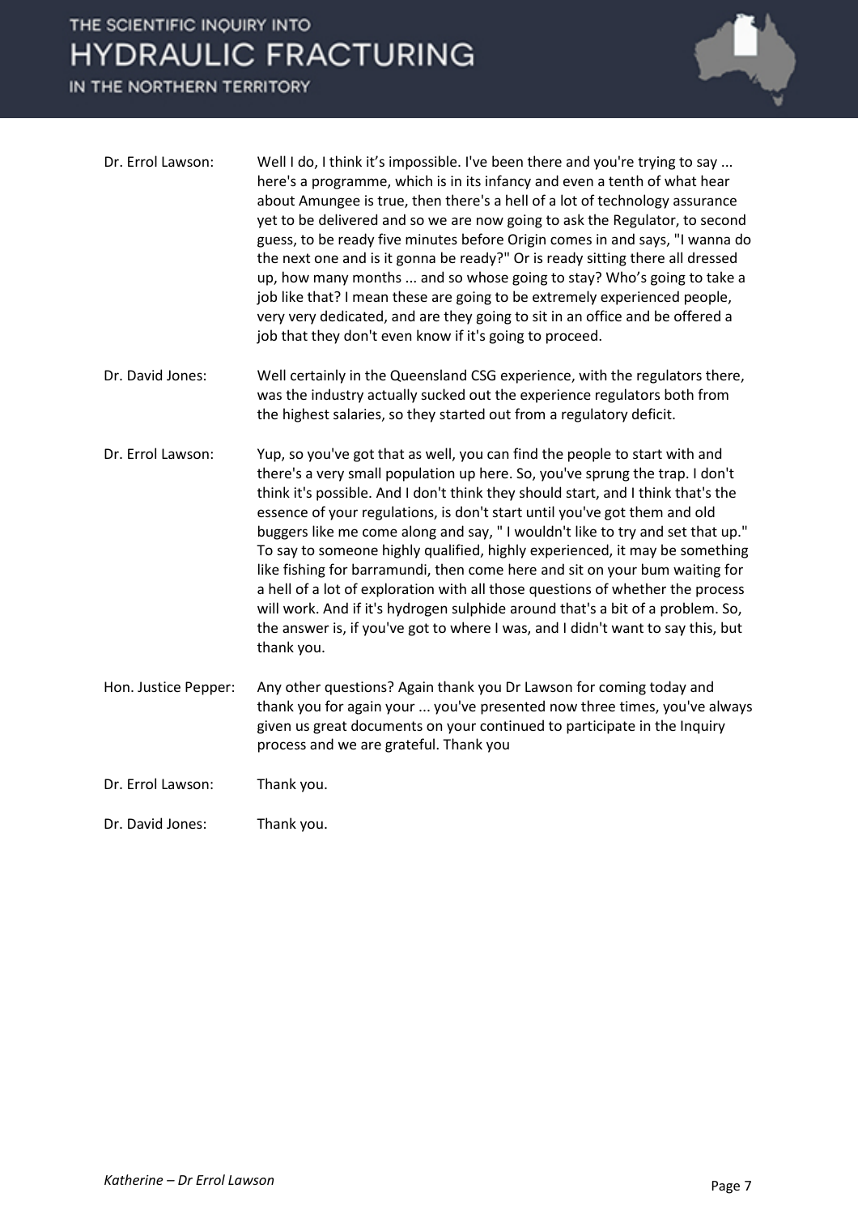Dr. Errol Lawson: Well I do, I think it's impossible. I've been there and you're trying to say ... here's a programme, which is in its infancy and even a tenth of what hear about Amungee is true, then there's a hell of a lot of technology assurance yet to be delivered and so we are now going to ask the Regulator, to second guess, to be ready five minutes before Origin comes in and says, "I wanna do the next one and is it gonna be ready?" Or is ready sitting there all dressed up, how many months ... and so whose going to stay? Who's going to take a job like that? I mean these are going to be extremely experienced people, very very dedicated, and are they going to sit in an office and be offered a job that they don't even know if it's going to proceed.

Dr. David Jones: Well certainly in the Queensland CSG experience, with the regulators there, was the industry actually sucked out the experience regulators both from the highest salaries, so they started out from a regulatory deficit.

Dr. Errol Lawson: Yup, so you've got that as well, you can find the people to start with and there's a very small population up here. So, you've sprung the trap. I don't think it's possible. And I don't think they should start, and I think that's the essence of your regulations, is don't start until you've got them and old buggers like me come along and say, " I wouldn't like to try and set that up." To say to someone highly qualified, highly experienced, it may be something like fishing for barramundi, then come here and sit on your bum waiting for a hell of a lot of exploration with all those questions of whether the process will work. And if it's hydrogen sulphide around that's a bit of a problem. So, the answer is, if you've got to where I was, and I didn't want to say this, but thank you.

Hon. Justice Pepper: Any other questions? Again thank you Dr Lawson for coming today and thank you for again your ... you've presented now three times, you've always given us great documents on your continued to participate in the Inquiry process and we are grateful. Thank you

Dr. Errol Lawson: Thank you.

Dr. David Jones: Thank you.